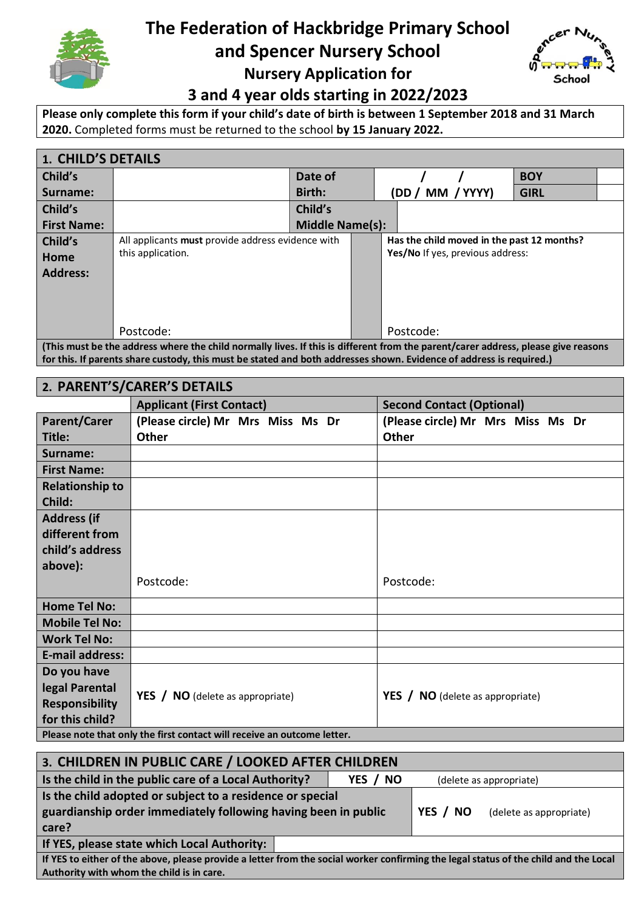# The Federation of Hackbridge Primary School and Spencer Nursery School

## Nursery Application for 3 and 4 year olds starting in 2022/2023

**Please only complete this form if your child's date of birth is between 1 September 2018 and 31 March 2020.** Completed forms must be returned to the school **by 15 January 2022.**

## 1. CHILD'S DETAILS

| | | | | | |
|---|---|---|---|---|---|
| **Child's Surname:** | | **Date of Birth:** | / / (DD / MM / YYYY) | **BOY** | |
| | | | | **GIRL** | |
| **Child's First Name:** | | **Child's Middle Name(s):** | | | |
| **Child's Home Address:** | All applicants **must** provide address evidence with this application. Postcode: | | **Has the child moved in the past 12 months? Yes/No** If yes, previous address: Postcode: | | |

**(This must be the address where the child normally lives. If this is different from the parent/carer address, please give reasons for this. If parents share custody, this must be stated and both addresses shown. Evidence of address is required.)**

## 2. PARENT'S/CARER'S DETAILS

| | **Applicant (First Contact)** | **Second Contact (Optional)** |
|---|---|---|
| **Parent/Carer Title:** | **(Please circle) Mr Mrs Miss Ms Dr Other** | **(Please circle) Mr Mrs Miss Ms Dr Other** |
| **Surname:** | | |
| **First Name:** | | |
| **Relationship to Child:** | | |
| **Address (if different from child's address above):** | Postcode: | Postcode: |
| **Home Tel No:** | | |
| **Mobile Tel No:** | | |
| **Work Tel No:** | | |
| **E-mail address:** | | |
| **Do you have legal Parental Responsibility for this child?** | **YES / NO** (delete as appropriate) | **YES / NO** (delete as appropriate) |

**Please note that only the first contact will receive an outcome letter.**

## 3. CHILDREN IN PUBLIC CARE / LOOKED AFTER CHILDREN

| | |
|---|---|
| **Is the child in the public care of a Local Authority?** | **YES / NO** (delete as appropriate) |
| **Is the child adopted or subject to a residence or special guardianship order immediately following having been in public care?** | **YES / NO** (delete as appropriate) |
| **If YES, please state which Local Authority:** | |

**If YES to either of the above, please provide a letter from the social worker confirming the legal status of the child and the Local Authority with whom the child is in care.**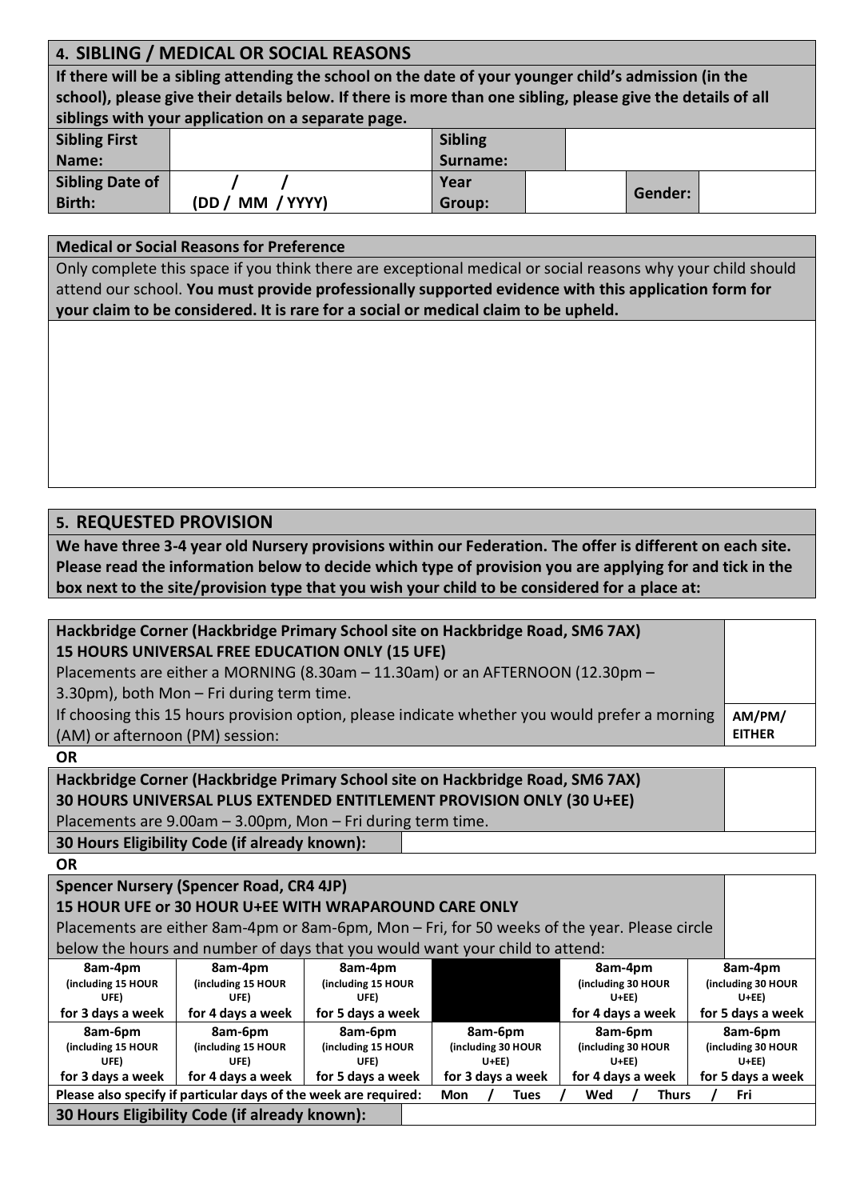## 4. SIBLING / MEDICAL OR SOCIAL REASONS

**If there will be a sibling attending the school on the date of your younger child's admission (in the school), please give their details below. If there is more than one sibling, please give the details of all siblings with your application on a separate page.**

| **Sibling First Name:** | | **Sibling Surname:** | | | |
|---|---|---|---|---|---|
| **Sibling Date of Birth:** | / / (DD / MM / YYYY) | **Year Group:** | | **Gender:** | |

**Medical or Social Reasons for Preference**

Only complete this space if you think there are exceptional medical or social reasons why your child should attend our school. **You must provide professionally supported evidence with this application form for your claim to be considered. It is rare for a social or medical claim to be upheld.**

## 5. REQUESTED PROVISION

**We have three 3-4 year old Nursery provisions within our Federation. The offer is different on each site. Please read the information below to decide which type of provision you are applying for and tick in the box next to the site/provision type that you wish your child to be considered for a place at:**

**Hackbridge Corner (Hackbridge Primary School site on Hackbridge Road, SM6 7AX)**
**15 HOURS UNIVERSAL FREE EDUCATION ONLY (15 UFE)**

Placements are either a MORNING (8.30am – 11.30am) or an AFTERNOON (12.30pm – 3.30pm), both Mon – Fri during term time.

If choosing this 15 hours provision option, please indicate whether you would prefer a morning (AM) or afternoon (PM) session: **AM/PM/ EITHER**

**OR**

**Hackbridge Corner (Hackbridge Primary School site on Hackbridge Road, SM6 7AX)**
**30 HOURS UNIVERSAL PLUS EXTENDED ENTITLEMENT PROVISION ONLY (30 U+EE)**

Placements are 9.00am – 3.00pm, Mon – Fri during term time.

**30 Hours Eligibility Code (if already known):**

**OR**

**Spencer Nursery (Spencer Road, CR4 4JP)**
**15 HOUR UFE or 30 HOUR U+EE WITH WRAPAROUND CARE ONLY**

Placements are either 8am-4pm or 8am-6pm, Mon – Fri, for 50 weeks of the year. Please circle below the hours and number of days that you would want your child to attend:

| | | | | | |
|---|---|---|---|---|---|
| **8am-4pm** (including 15 HOUR UFE) **for 3 days a week** | **8am-4pm** (including 15 HOUR UFE) **for 4 days a week** | **8am-4pm** (including 15 HOUR UFE) **for 5 days a week** | | **8am-4pm** (including 30 HOUR U+EE) **for 4 days a week** | **8am-4pm** (including 30 HOUR U+EE) **for 5 days a week** |
| **8am-6pm** (including 15 HOUR UFE) **for 3 days a week** | **8am-6pm** (including 15 HOUR UFE) **for 4 days a week** | **8am-6pm** (including 15 HOUR UFE) **for 5 days a week** | **8am-6pm** (including 30 HOUR U+EE) **for 3 days a week** | **8am-6pm** (including 30 HOUR U+EE) **for 4 days a week** | **8am-6pm** (including 30 HOUR U+EE) **for 5 days a week** |

**Please also specify if particular days of the week are required:** Mon / Tues / Wed / Thurs / Fri

**30 Hours Eligibility Code (if already known):**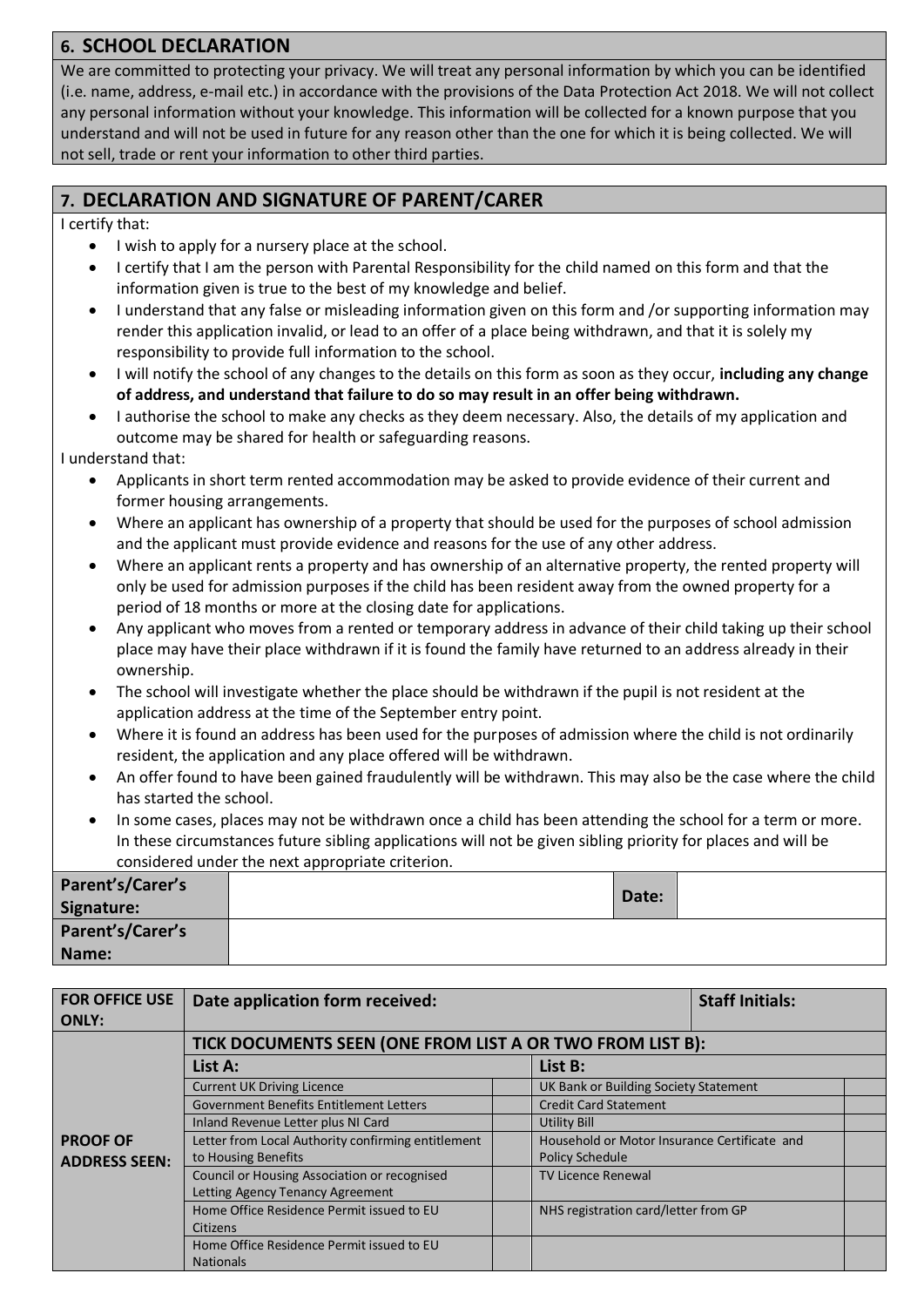## 6. SCHOOL DECLARATION

We are committed to protecting your privacy. We will treat any personal information by which you can be identified (i.e. name, address, e-mail etc.) in accordance with the provisions of the Data Protection Act 2018. We will not collect any personal information without your knowledge. This information will be collected for a known purpose that you understand and will not be used in future for any reason other than the one for which it is being collected. We will not sell, trade or rent your information to other third parties.

## 7. DECLARATION AND SIGNATURE OF PARENT/CARER

I certify that:

- I wish to apply for a nursery place at the school.
- I certify that I am the person with Parental Responsibility for the child named on this form and that the information given is true to the best of my knowledge and belief.
- I understand that any false or misleading information given on this form and /or supporting information may render this application invalid, or lead to an offer of a place being withdrawn, and that it is solely my responsibility to provide full information to the school.
- I will notify the school of any changes to the details on this form as soon as they occur, **including any change of address, and understand that failure to do so may result in an offer being withdrawn.**
- I authorise the school to make any checks as they deem necessary. Also, the details of my application and outcome may be shared for health or safeguarding reasons.

I understand that:

- Applicants in short term rented accommodation may be asked to provide evidence of their current and former housing arrangements.
- Where an applicant has ownership of a property that should be used for the purposes of school admission and the applicant must provide evidence and reasons for the use of any other address.
- Where an applicant rents a property and has ownership of an alternative property, the rented property will only be used for admission purposes if the child has been resident away from the owned property for a period of 18 months or more at the closing date for applications.
- Any applicant who moves from a rented or temporary address in advance of their child taking up their school place may have their place withdrawn if it is found the family have returned to an address already in their ownership.
- The school will investigate whether the place should be withdrawn if the pupil is not resident at the application address at the time of the September entry point.
- Where it is found an address has been used for the purposes of admission where the child is not ordinarily resident, the application and any place offered will be withdrawn.
- An offer found to have been gained fraudulently will be withdrawn. This may also be the case where the child has started the school.
- In some cases, places may not be withdrawn once a child has been attending the school for a term or more. In these circumstances future sibling applications will not be given sibling priority for places and will be considered under the next appropriate criterion.

| **Parent's/Carer's Signature:** | | **Date:** | |
|---|---|---|---|
| **Parent's/Carer's Name:** | | | |

| **FOR OFFICE USE ONLY:** | **Date application form received:** | | | **Staff Initials:** |
|---|---|---|---|---|
| **PROOF OF ADDRESS SEEN:** | **TICK DOCUMENTS SEEN (ONE FROM LIST A OR TWO FROM LIST B):** | | | |
| | **List A:** | | **List B:** | |
| | Current UK Driving Licence | | UK Bank or Building Society Statement | |
| | Government Benefits Entitlement Letters | | Credit Card Statement | |
| | Inland Revenue Letter plus NI Card | | Utility Bill | |
| | Letter from Local Authority confirming entitlement to Housing Benefits | | Household or Motor Insurance Certificate and Policy Schedule | |
| | Council or Housing Association or recognised Letting Agency Tenancy Agreement | | TV Licence Renewal | |
| | Home Office Residence Permit issued to EU Citizens | | NHS registration card/letter from GP | |
| | Home Office Residence Permit issued to EU Nationals | | | |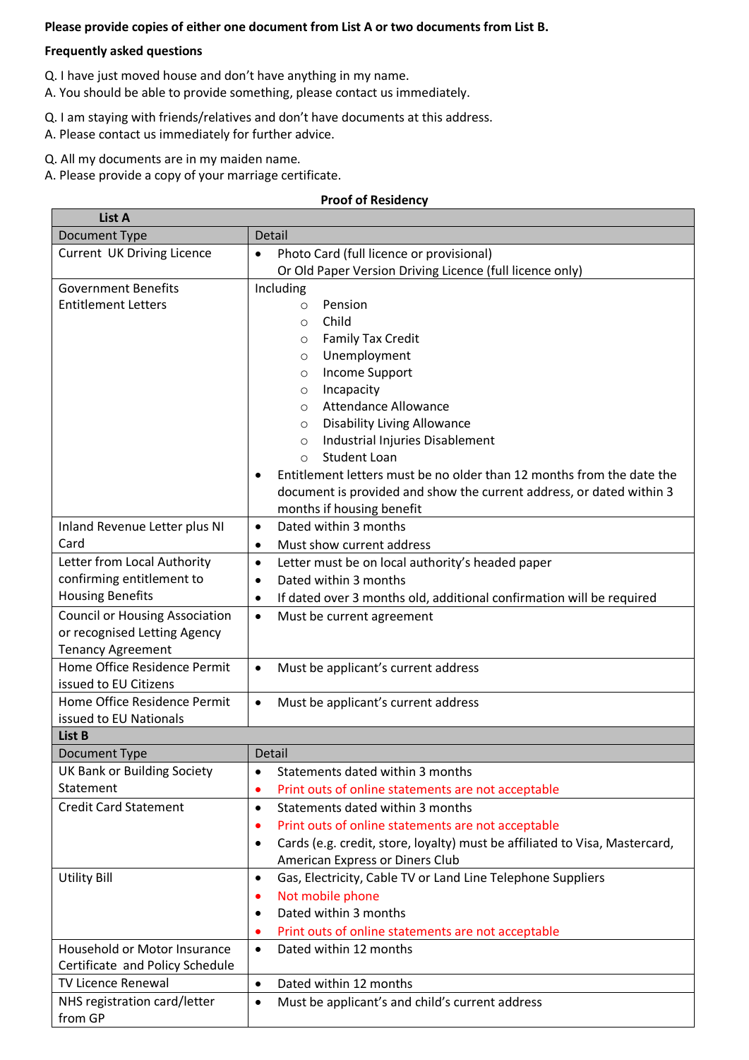**Please provide copies of either one document from List A or two documents from List B.**

**Frequently asked questions**

Q. I have just moved house and don't have anything in my name.
A. You should be able to provide something, please contact us immediately.

Q. I am staying with friends/relatives and don't have documents at this address.
A. Please contact us immediately for further advice.

Q. All my documents are in my maiden name.
A. Please provide a copy of your marriage certificate.

**Proof of Residency**

| **List A** | |
|---|---|
| Document Type | Detail |
| Current UK Driving Licence | • Photo Card (full licence or provisional)<br>Or Old Paper Version Driving Licence (full licence only) |
| Government Benefits Entitlement Letters | Including<br>○ Pension<br>○ Child<br>○ Family Tax Credit<br>○ Unemployment<br>○ Income Support<br>○ Incapacity<br>○ Attendance Allowance<br>○ Disability Living Allowance<br>○ Industrial Injuries Disablement<br>○ Student Loan<br>• Entitlement letters must be no older than 12 months from the date the document is provided and show the current address, or dated within 3 months if housing benefit |
| Inland Revenue Letter plus NI Card | • Dated within 3 months<br>• Must show current address |
| Letter from Local Authority confirming entitlement to Housing Benefits | • Letter must be on local authority's headed paper<br>• Dated within 3 months<br>• If dated over 3 months old, additional confirmation will be required |
| Council or Housing Association or recognised Letting Agency Tenancy Agreement | • Must be current agreement |
| Home Office Residence Permit issued to EU Citizens | • Must be applicant's current address |
| Home Office Residence Permit issued to EU Nationals | • Must be applicant's current address |
| **List B** | |
| Document Type | Detail |
| UK Bank or Building Society Statement | • Statements dated within 3 months<br>• Print outs of online statements are not acceptable |
| Credit Card Statement | • Statements dated within 3 months<br>• Print outs of online statements are not acceptable<br>• Cards (e.g. credit, store, loyalty) must be affiliated to Visa, Mastercard, American Express or Diners Club |
| Utility Bill | • Gas, Electricity, Cable TV or Land Line Telephone Suppliers<br>• Not mobile phone<br>• Dated within 3 months<br>• Print outs of online statements are not acceptable |
| Household or Motor Insurance Certificate and Policy Schedule | • Dated within 12 months |
| TV Licence Renewal | • Dated within 12 months |
| NHS registration card/letter from GP | • Must be applicant's and child's current address |